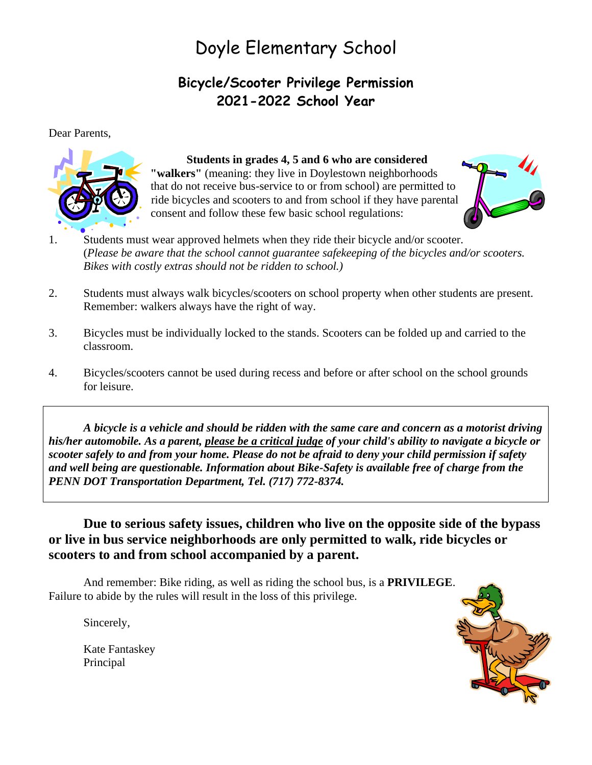# Doyle Elementary School

## Bicycle/Scooter Privilege Permission
## 2021-2022 School Year

Dear Parents,

**Students in grades 4, 5 and 6 who are considered "walkers"** (meaning: they live in Doylestown neighborhoods that do not receive bus-service to or from school) are permitted to ride bicycles and scooters to and from school if they have parental consent and follow these few basic school regulations:

1. Students must wear approved helmets when they ride their bicycle and/or scooter. (*Please be aware that the school cannot guarantee safekeeping of the bicycles and/or scooters. Bikes with costly extras should not be ridden to school.)*

2. Students must always walk bicycles/scooters on school property when other students are present. Remember: walkers always have the right of way.

3. Bicycles must be individually locked to the stands. Scooters can be folded up and carried to the classroom.

4. Bicycles/scooters cannot be used during recess and before or after school on the school grounds for leisure.

***A bicycle is a vehicle and should be ridden with the same care and concern as a motorist driving his/her automobile. As a parent, <u>please be a critical judge</u> of your child's ability to navigate a bicycle or scooter safely to and from your home. Please do not be afraid to deny your child permission if safety and well being are questionable. Information about Bike-Safety is available free of charge from the PENN DOT Transportation Department, Tel. (717) 772-8374.***

**Due to serious safety issues, children who live on the opposite side of the bypass or live in bus service neighborhoods are only permitted to walk, ride bicycles or scooters to and from school accompanied by a parent.**

And remember: Bike riding, as well as riding the school bus, is a **PRIVILEGE**. Failure to abide by the rules will result in the loss of this privilege.

Sincerely,

Kate Fantaskey
Principal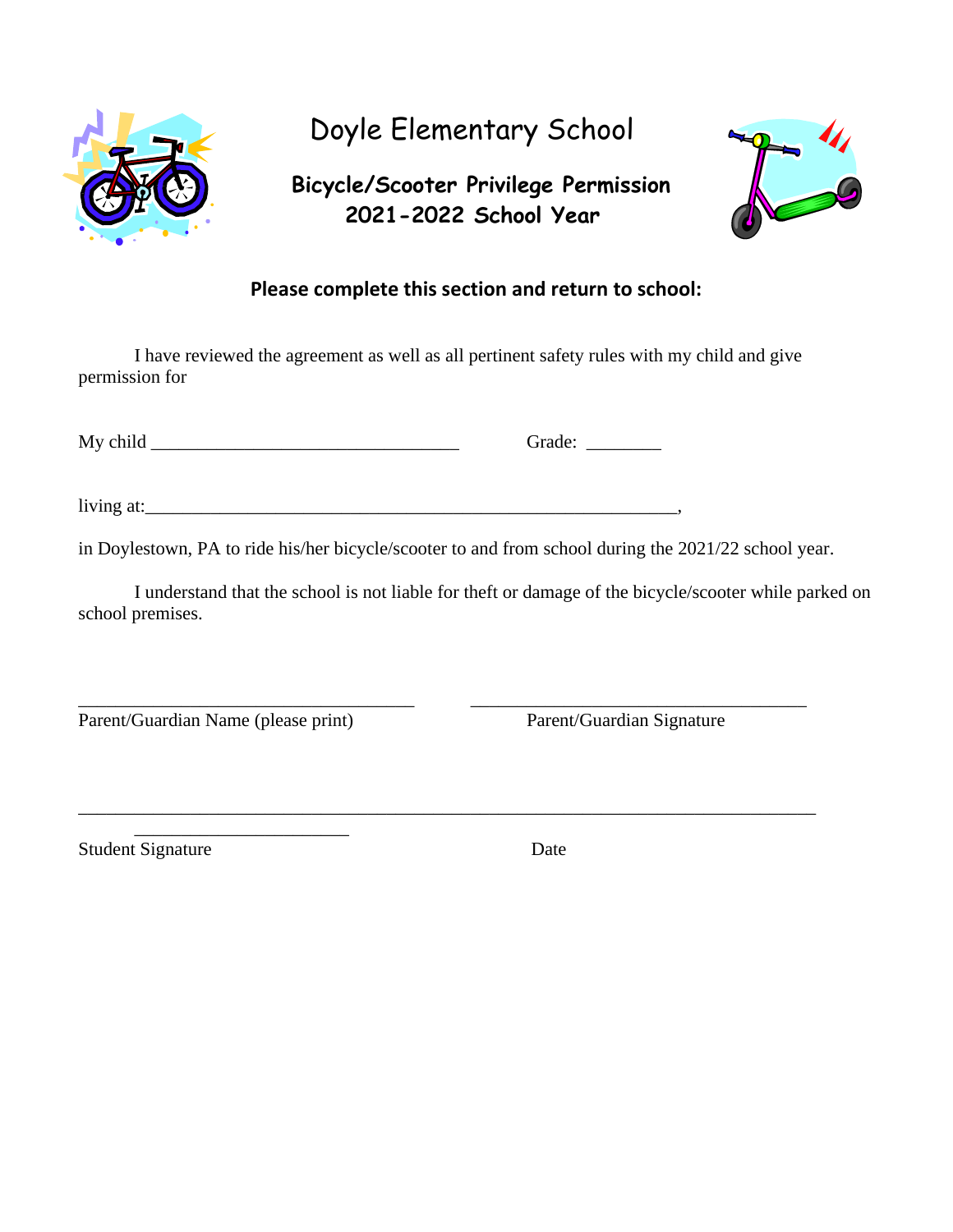# Doyle Elementary School

## Bicycle/Scooter Privilege Permission
## 2021-2022 School Year

**Please complete this section and return to school:**

I have reviewed the agreement as well as all pertinent safety rules with my child and give permission for

My child ________________________________ Grade: ________

living at:_______________________________________________________,

in Doylestown, PA to ride his/her bicycle/scooter to and from school during the 2021/22 school year.

I understand that the school is not liable for theft or damage of the bicycle/scooter while parked on school premises.

___________________________________ ___________________________________

Parent/Guardian Name (please print) Parent/Guardian Signature

_____________________________________________________________________________

_______________________

Student Signature Date